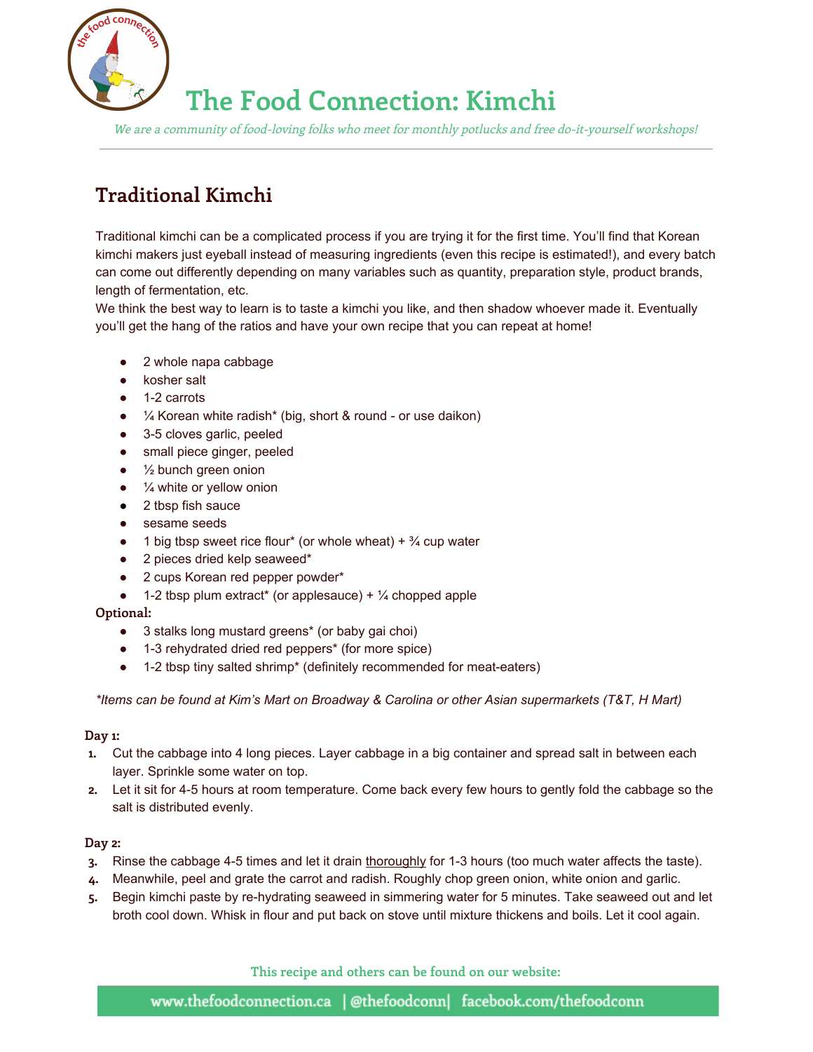# The Food Connection: Kimchi

*We are a community of food-loving folks who meet for monthly potlucks and free do-it-yourself workshops!*

---

## Traditional Kimchi

Traditional kimchi can be a complicated process if you are trying it for the first time. You'll find that Korean kimchi makers just eyeball instead of measuring ingredients (even this recipe is estimated!), and every batch can come out differently depending on many variables such as quantity, preparation style, product brands, length of fermentation, etc.

We think the best way to learn is to taste a kimchi you like, and then shadow whoever made it. Eventually you'll get the hang of the ratios and have your own recipe that you can repeat at home!

- 2 whole napa cabbage
- kosher salt
- 1-2 carrots
- ¼ Korean white radish* (big, short & round - or use daikon)
- 3-5 cloves garlic, peeled
- small piece ginger, peeled
- ½ bunch green onion
- ¼ white or yellow onion
- 2 tbsp fish sauce
- sesame seeds
- 1 big tbsp sweet rice flour* (or whole wheat) + ¾ cup water
- 2 pieces dried kelp seaweed*
- 2 cups Korean red pepper powder*
- 1-2 tbsp plum extract* (or applesauce) + ¼ chopped apple

**Optional:**

- 3 stalks long mustard greens* (or baby gai choi)
- 1-3 rehydrated dried red peppers* (for more spice)
- 1-2 tbsp tiny salted shrimp* (definitely recommended for meat-eaters)

*\*Items can be found at Kim's Mart on Broadway & Carolina or other Asian supermarkets (T&T, H Mart)*

**Day 1:**

1. Cut the cabbage into 4 long pieces. Layer cabbage in a big container and spread salt in between each layer. Sprinkle some water on top.
2. Let it sit for 4-5 hours at room temperature. Come back every few hours to gently fold the cabbage so the salt is distributed evenly.

**Day 2:**

3. Rinse the cabbage 4-5 times and let it drain <u>thoroughly</u> for 1-3 hours (too much water affects the taste).
4. Meanwhile, peel and grate the carrot and radish. Roughly chop green onion, white onion and garlic.
5. Begin kimchi paste by re-hydrating seaweed in simmering water for 5 minutes. Take seaweed out and let broth cool down. Whisk in flour and put back on stove until mixture thickens and boils. Let it cool again.

**This recipe and others can be found on our website:**

www.thefoodconnection.ca | @thefoodconn | facebook.com/thefoodconn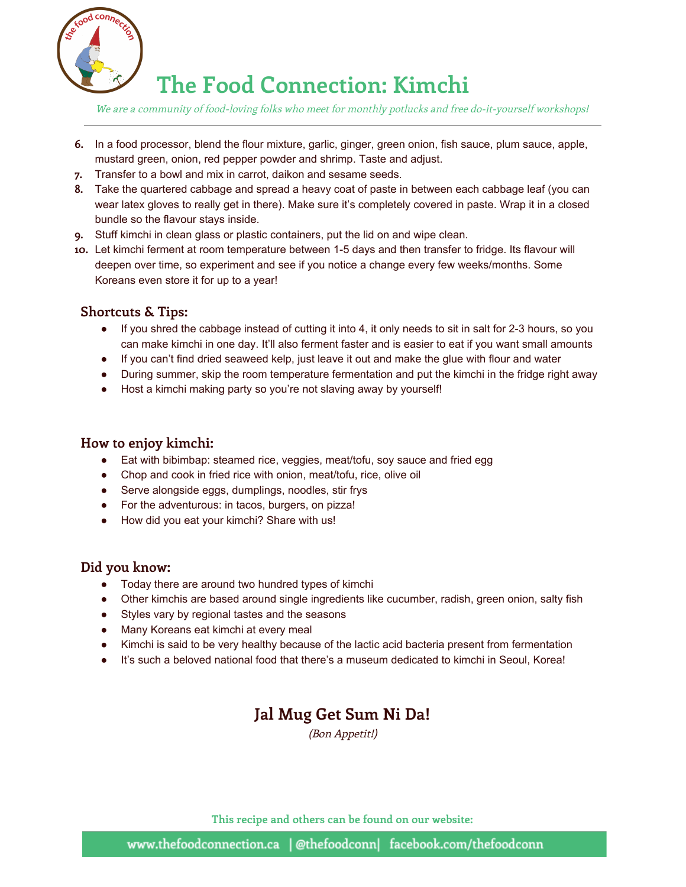# The Food Connection: Kimchi

*We are a community of food-loving folks who meet for monthly potlucks and free do-it-yourself workshops!*

6. In a food processor, blend the flour mixture, garlic, ginger, green onion, fish sauce, plum sauce, apple, mustard green, onion, red pepper powder and shrimp. Taste and adjust.
7. Transfer to a bowl and mix in carrot, daikon and sesame seeds.
8. Take the quartered cabbage and spread a heavy coat of paste in between each cabbage leaf (you can wear latex gloves to really get in there). Make sure it's completely covered in paste. Wrap it in a closed bundle so the flavour stays inside.
9. Stuff kimchi in clean glass or plastic containers, put the lid on and wipe clean.
10. Let kimchi ferment at room temperature between 1-5 days and then transfer to fridge. Its flavour will deepen over time, so experiment and see if you notice a change every few weeks/months. Some Koreans even store it for up to a year!

## Shortcuts & Tips:

- If you shred the cabbage instead of cutting it into 4, it only needs to sit in salt for 2-3 hours, so you can make kimchi in one day. It'll also ferment faster and is easier to eat if you want small amounts
- If you can't find dried seaweed kelp, just leave it out and make the glue with flour and water
- During summer, skip the room temperature fermentation and put the kimchi in the fridge right away
- Host a kimchi making party so you're not slaving away by yourself!

## How to enjoy kimchi:

- Eat with bibimbap: steamed rice, veggies, meat/tofu, soy sauce and fried egg
- Chop and cook in fried rice with onion, meat/tofu, rice, olive oil
- Serve alongside eggs, dumplings, noodles, stir frys
- For the adventurous: in tacos, burgers, on pizza!
- How did you eat your kimchi? Share with us!

## Did you know:

- Today there are around two hundred types of kimchi
- Other kimchis are based around single ingredients like cucumber, radish, green onion, salty fish
- Styles vary by regional tastes and the seasons
- Many Koreans eat kimchi at every meal
- Kimchi is said to be very healthy because of the lactic acid bacteria present from fermentation
- It's such a beloved national food that there's a museum dedicated to kimchi in Seoul, Korea!

## Jal Mug Get Sum Ni Da!

*(Bon Appetit!)*

This recipe and others can be found on our website:

www.thefoodconnection.ca | @thefoodconn | facebook.com/thefoodconn